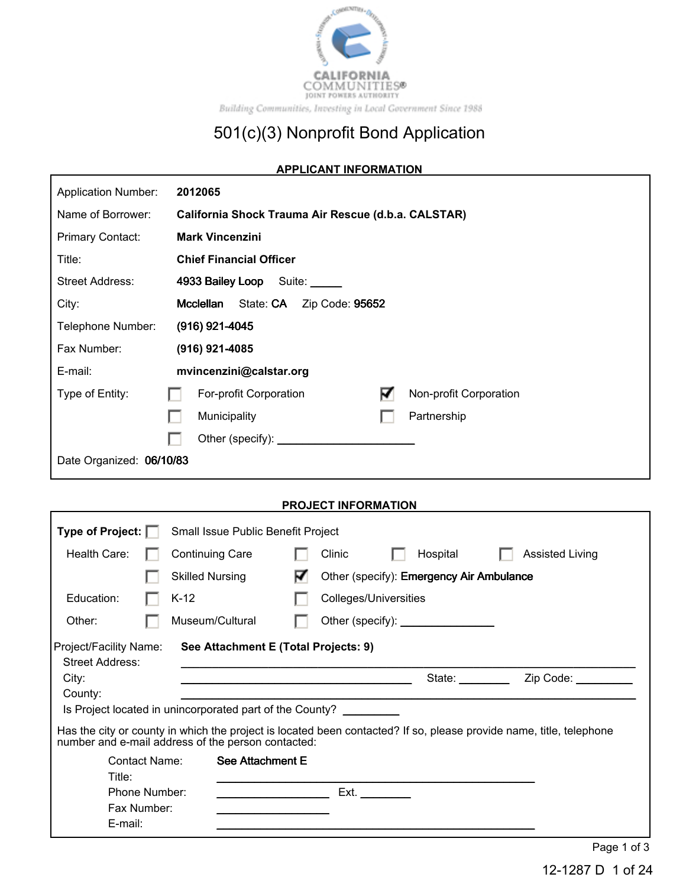CALIFORNIA COMMUNITIES®
JOINT POWERS AUTHORITY
*Building Communities, Investing in Local Government Since 1988*

# 501(c)(3) Nonprofit Bond Application

## APPLICANT INFORMATION

Application Number: **2012065**

Name of Borrower: **California Shock Trauma Air Rescue (d.b.a. CALSTAR)**

Primary Contact: **Mark Vincenzini**

Title: **Chief Financial Officer**

Street Address: **4933 Bailey Loop** Suite: _____

City: **Mcclellan** State: **CA** Zip Code: **95652**

Telephone Number: **(916) 921-4045**

Fax Number: **(916) 921-4085**

E-mail: **mvincenzini@calstar.org**

Type of Entity:
- ☐ For-profit Corporation
- ☑ Non-profit Corporation
- ☐ Municipality
- ☐ Partnership
- ☐ Other (specify): ____________________

Date Organized: **06/10/83**

## PROJECT INFORMATION

**Type of Project:** ☐ Small Issue Public Benefit Project

Health Care:
- ☐ Continuing Care
- ☐ Clinic
- ☐ Hospital
- ☐ Assisted Living
- ☐ Skilled Nursing
- ☑ Other (specify): **Emergency Air Ambulance**

Education:
- ☐ K-12
- ☐ Colleges/Universities

Other:
- ☐ Museum/Cultural
- ☐ Other (specify): ______________

Project/Facility Name: **See Attachment E (Total Projects: 9)**

Street Address: ____________________

City: ____________________ State: ________ Zip Code: _________

County: ____________________

Is Project located in unincorporated part of the County? _________

Has the city or county in which the project is located been contacted? If so, please provide name, title, telephone number and e-mail address of the person contacted:

Contact Name: See Attachment E

Title: ____________________

Phone Number: ______________ Ext. ________

Fax Number: ______________

E-mail: ____________________

12-1287 D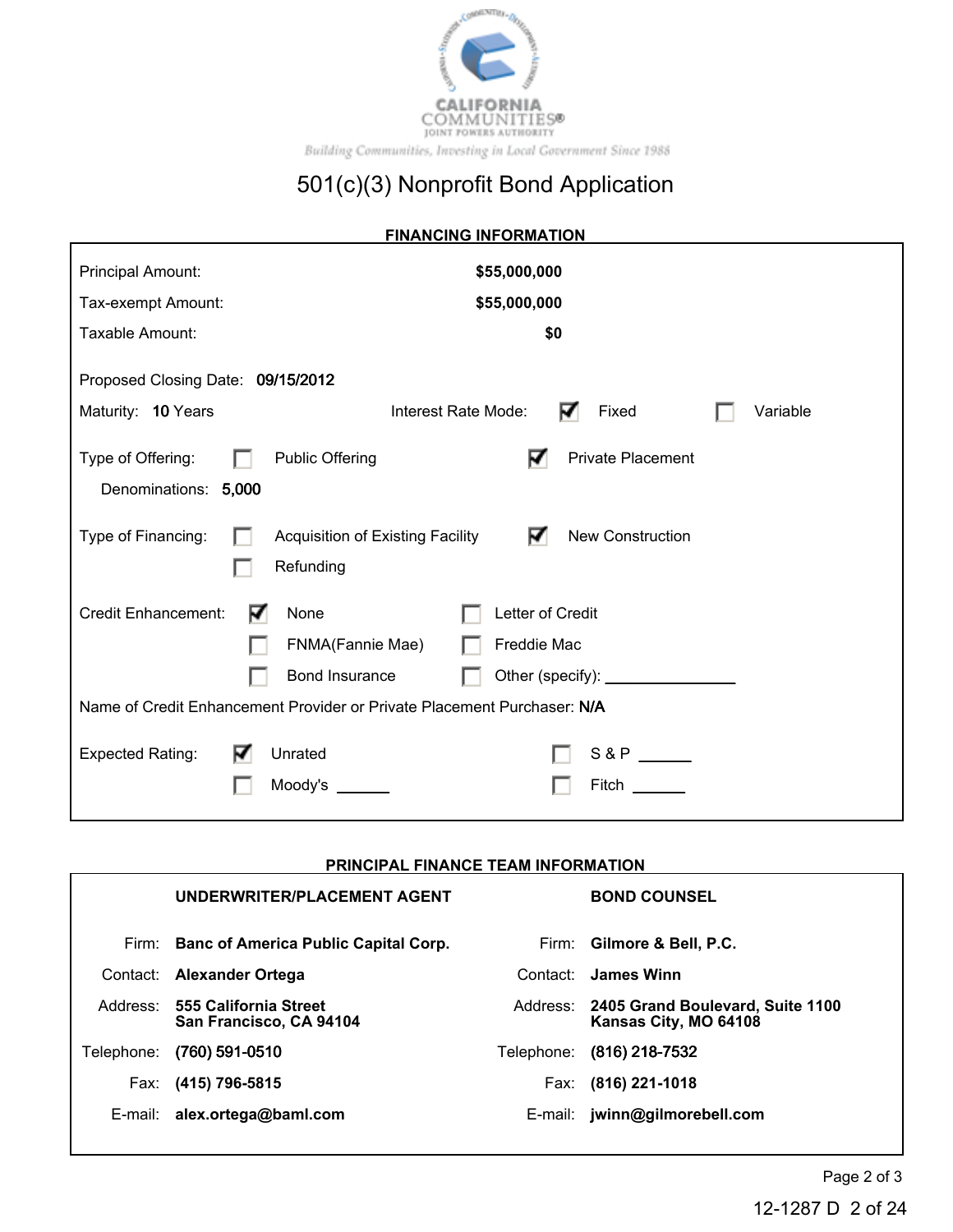CALIFORNIA COMMUNITIES®
JOINT POWERS AUTHORITY
*Building Communities, Investing in Local Government Since 1988*

# 501(c)(3) Nonprofit Bond Application

## FINANCING INFORMATION

Principal Amount: **$55,000,000**

Tax-exempt Amount: **$55,000,000**

Taxable Amount: **$0**

Proposed Closing Date: **09/15/2012**

Maturity: **10** Years

Interest Rate Mode: ☑ Fixed ☐ Variable

Type of Offering: ☐ Public Offering ☑ Private Placement

Denominations: **5,000**

Type of Financing: ☐ Acquisition of Existing Facility ☑ New Construction ☐ Refunding

Credit Enhancement: ☑ None ☐ Letter of Credit ☐ FNMA(Fannie Mae) ☐ Freddie Mac ☐ Bond Insurance ☐ Other (specify): ______________

Name of Credit Enhancement Provider or Private Placement Purchaser: **N/A**

Expected Rating: ☑ Unrated ☐ S & P ______ ☐ Moody's ______ ☐ Fitch ______

## PRINCIPAL FINANCE TEAM INFORMATION

| | UNDERWRITER/PLACEMENT AGENT | | BOND COUNSEL |
|---|---|---|---|
| Firm: | **Banc of America Public Capital Corp.** | Firm: | **Gilmore & Bell, P.C.** |
| Contact: | **Alexander Ortega** | Contact: | **James Winn** |
| Address: | **555 California Street<br>San Francisco, CA 94104** | Address: | **2405 Grand Boulevard, Suite 1100<br>Kansas City, MO 64108** |
| Telephone: | **(760) 591-0510** | Telephone: | **(816) 218-7532** |
| Fax: | **(415) 796-5815** | Fax: | **(816) 221-1018** |
| E-mail: | **alex.ortega@baml.com** | E-mail: | **jwinn@gilmorebell.com** |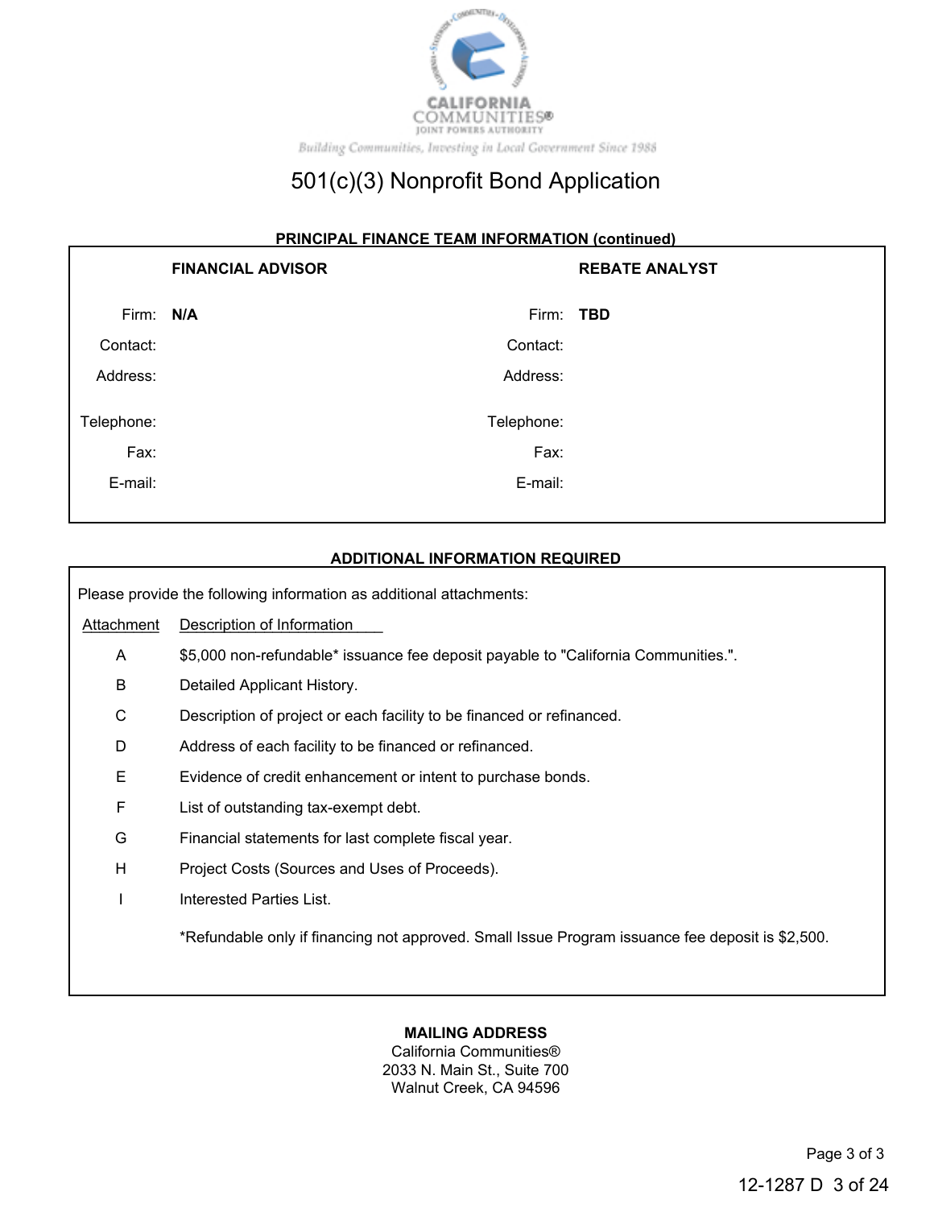CALIFORNIA COMMUNITIES®
JOINT POWERS AUTHORITY

*Building Communities, Investing in Local Government Since 1988*

# 501(c)(3) Nonprofit Bond Application

## PRINCIPAL FINANCE TEAM INFORMATION (continued)

| **FINANCIAL ADVISOR** | | **REBATE ANALYST** | |
|---|---|---|---|
| Firm: | **N/A** | Firm: | **TBD** |
| Contact: | | Contact: | |
| Address: | | Address: | |
| Telephone: | | Telephone: | |
| Fax: | | Fax: | |
| E-mail: | | E-mail: | |

## ADDITIONAL INFORMATION REQUIRED

Please provide the following information as additional attachments:

| Attachment | Description of Information |
|---|---|
| A | $5,000 non-refundable* issuance fee deposit payable to "California Communities.". |
| B | Detailed Applicant History. |
| C | Description of project or each facility to be financed or refinanced. |
| D | Address of each facility to be financed or refinanced. |
| E | Evidence of credit enhancement or intent to purchase bonds. |
| F | List of outstanding tax-exempt debt. |
| G | Financial statements for last complete fiscal year. |
| H | Project Costs (Sources and Uses of Proceeds). |
| I | Interested Parties List. |

*Refundable only if financing not approved. Small Issue Program issuance fee deposit is $2,500.

**MAILING ADDRESS**
California Communities®
2033 N. Main St., Suite 700
Walnut Creek, CA 94596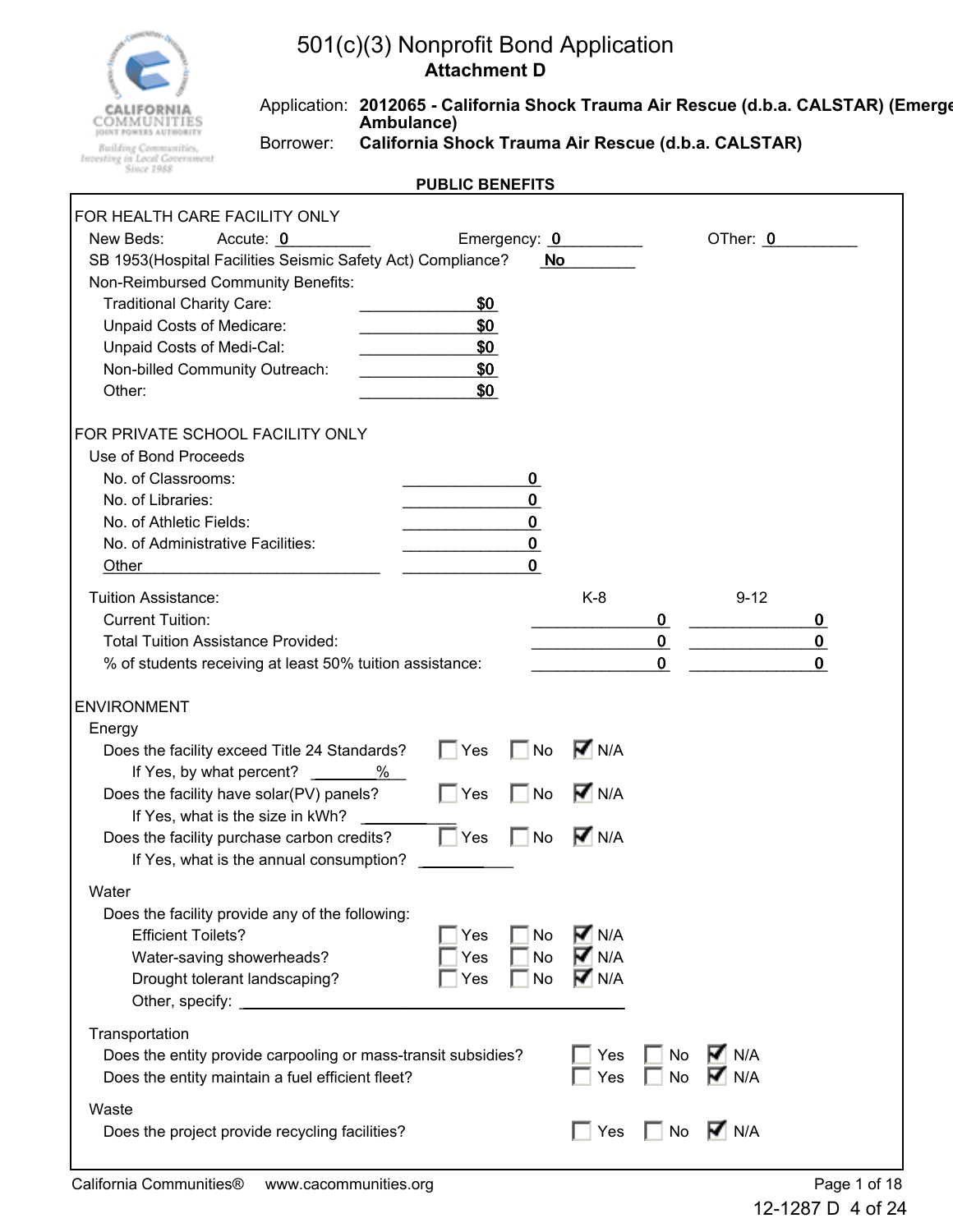# 501(c)(3) Nonprofit Bond Application

## Attachment D

Application: **2012065 - California Shock Trauma Air Rescue (d.b.a. CALSTAR) (Emergency Ambulance)**

Borrower: **California Shock Trauma Air Rescue (d.b.a. CALSTAR)**

### PUBLIC BENEFITS

FOR HEALTH CARE FACILITY ONLY

New Beds: Accute: **0** Emergency: **0** OTher: **0**

SB 1953(Hospital Facilities Seismic Safety Act) Compliance? **No**

Non-Reimbursed Community Benefits:

| | |
|---|---|
| Traditional Charity Care: | **$0** |
| Unpaid Costs of Medicare: | **$0** |
| Unpaid Costs of Medi-Cal: | **$0** |
| Non-billed Community Outreach: | **$0** |
| Other: | **$0** |

FOR PRIVATE SCHOOL FACILITY ONLY

Use of Bond Proceeds

| | |
|---|---|
| No. of Classrooms: | **0** |
| No. of Libraries: | **0** |
| No. of Athletic Fields: | **0** |
| No. of Administrative Facilities: | **0** |
| Other ____________ | **0** |

| Tuition Assistance: | K-8 | 9-12 |
|---|---|---|
| Current Tuition: | **0** | **0** |
| Total Tuition Assistance Provided: | **0** | **0** |
| % of students receiving at least 50% tuition assistance: | **0** | **0** |

ENVIRONMENT

Energy

- Does the facility exceed Title 24 Standards? ☐ Yes ☐ No ☑ N/A
  - If Yes, by what percent? ______%
- Does the facility have solar(PV) panels? ☐ Yes ☐ No ☑ N/A
  - If Yes, what is the size in kWh? ______
- Does the facility purchase carbon credits? ☐ Yes ☐ No ☑ N/A
  - If Yes, what is the annual consumption? ______

Water

Does the facility provide any of the following:

- Efficient Toilets? ☐ Yes ☐ No ☑ N/A
- Water-saving showerheads? ☐ Yes ☐ No ☑ N/A
- Drought tolerant landscaping? ☐ Yes ☐ No ☑ N/A
- Other, specify: ______

Transportation

- Does the entity provide carpooling or mass-transit subsidies? ☐ Yes ☐ No ☑ N/A
- Does the entity maintain a fuel efficient fleet? ☐ Yes ☐ No ☑ N/A

Waste

- Does the project provide recycling facilities? ☐ Yes ☐ No ☑ N/A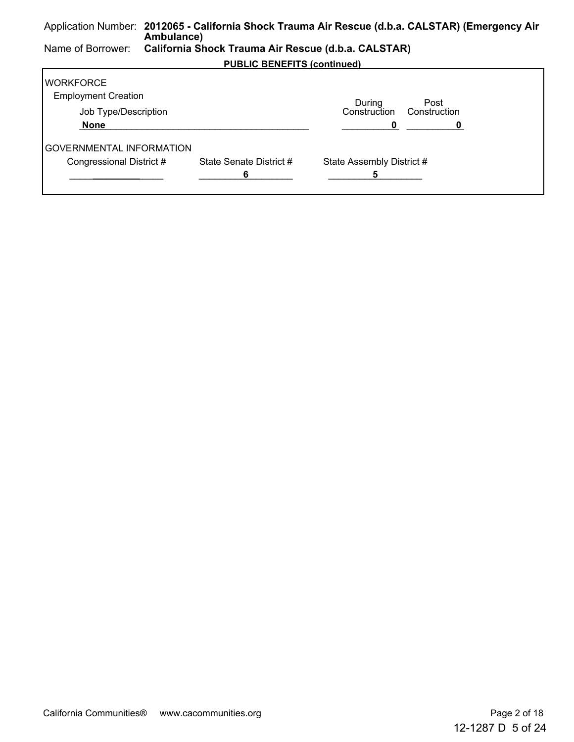Application Number: **2012065 - California Shock Trauma Air Rescue (d.b.a. CALSTAR) (Emergency Air Ambulance)**

Name of Borrower: **California Shock Trauma Air Rescue (d.b.a. CALSTAR)**

**PUBLIC BENEFITS (continued)**

WORKFORCE

Employment Creation

| Job Type/Description | During Construction | Post Construction |
|---|---|---|
| **None** | **0** | **0** |

GOVERNMENTAL INFORMATION

| Congressional District # | State Senate District # | State Assembly District # |
|---|---|---|
| | **6** | **5** |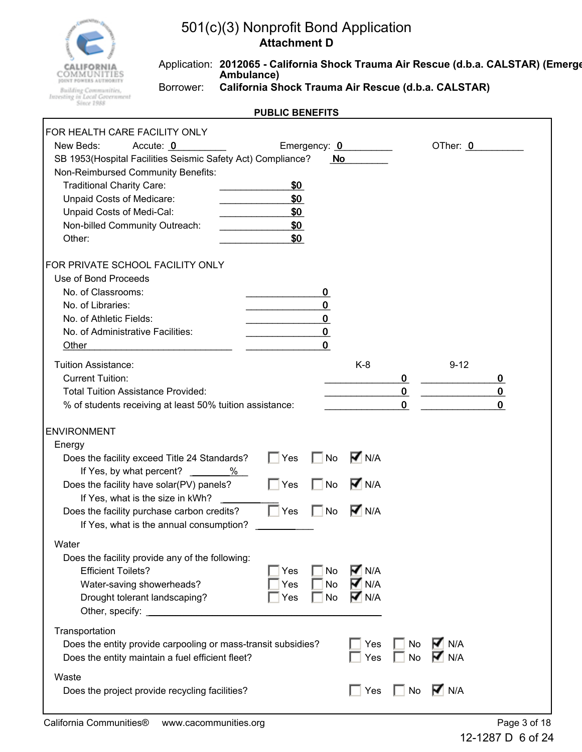# 501(c)(3) Nonprofit Bond Application

## Attachment D

Application: **2012065 - California Shock Trauma Air Rescue (d.b.a. CALSTAR) (Emergency Ambulance)**

Borrower: **California Shock Trauma Air Rescue (d.b.a. CALSTAR)**

### PUBLIC BENEFITS

**FOR HEALTH CARE FACILITY ONLY**

New Beds: Accute: **0** Emergency: **0** OTher: **0**

SB 1953(Hospital Facilities Seismic Safety Act) Compliance? **No**

Non-Reimbursed Community Benefits:

| | |
|---|---|
| Traditional Charity Care: | **$0** |
| Unpaid Costs of Medicare: | **$0** |
| Unpaid Costs of Medi-Cal: | **$0** |
| Non-billed Community Outreach: | **$0** |
| Other: | **$0** |

**FOR PRIVATE SCHOOL FACILITY ONLY**

Use of Bond Proceeds

| | |
|---|---|
| No. of Classrooms: | **0** |
| No. of Libraries: | **0** |
| No. of Athletic Fields: | **0** |
| No. of Administrative Facilities: | **0** |
| Other | **0** |

Tuition Assistance:

| | K-8 | 9-12 |
|---|---|---|
| Current Tuition: | **0** | **0** |
| Total Tuition Assistance Provided: | **0** | **0** |
| % of students receiving at least 50% tuition assistance: | **0** | **0** |

**ENVIRONMENT**

Energy

| | Yes | No | N/A |
|---|---|---|---|
| Does the facility exceed Title 24 Standards? | ☐ | ☐ | ☑ |
| If Yes, by what percent? ____% | | | |
| Does the facility have solar(PV) panels? | ☐ | ☐ | ☑ |
| If Yes, what is the size in kWh? ____ | | | |
| Does the facility purchase carbon credits? | ☐ | ☐ | ☑ |
| If Yes, what is the annual consumption? ____ | | | |

Water

Does the facility provide any of the following:

| | Yes | No | N/A |
|---|---|---|---|
| Efficient Toilets? | ☐ | ☐ | ☑ |
| Water-saving showerheads? | ☐ | ☐ | ☑ |
| Drought tolerant landscaping? | ☐ | ☐ | ☑ |
| Other, specify: ____ | | | |

Transportation

| | Yes | No | N/A |
|---|---|---|---|
| Does the entity provide carpooling or mass-transit subsidies? | ☐ | ☐ | ☑ |
| Does the entity maintain a fuel efficient fleet? | ☐ | ☐ | ☑ |

Waste

| | Yes | No | N/A |
|---|---|---|---|
| Does the project provide recycling facilities? | ☐ | ☐ | ☑ |

California Communities® www.cacommunities.org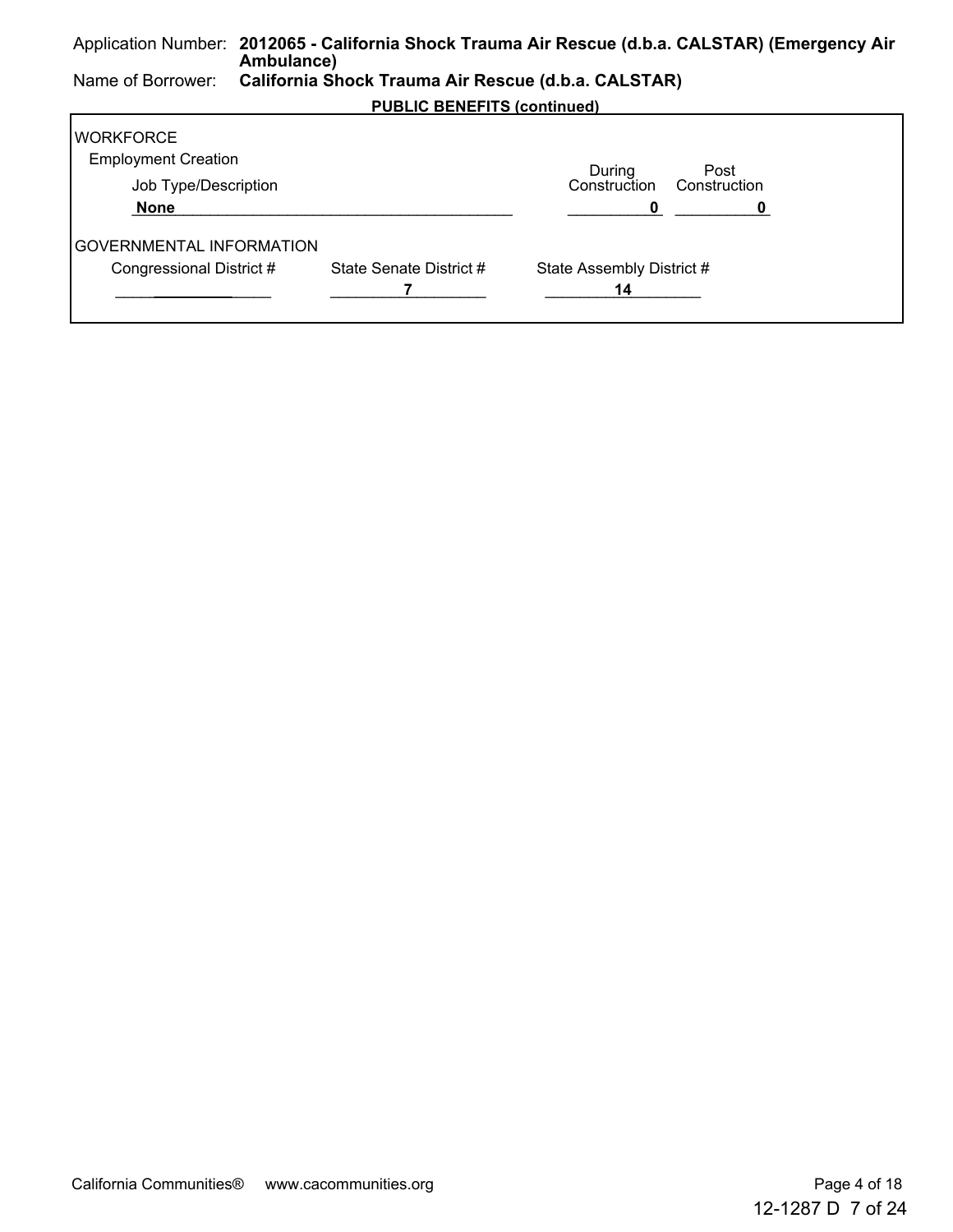Application Number: **2012065 - California Shock Trauma Air Rescue (d.b.a. CALSTAR) (Emergency Air Ambulance)**
Name of Borrower: **California Shock Trauma Air Rescue (d.b.a. CALSTAR)**

**PUBLIC BENEFITS (continued)**

WORKFORCE

Employment Creation

| Job Type/Description | During Construction | Post Construction |
|---|---|---|
| **None** | **0** | **0** |

GOVERNMENTAL INFORMATION

| Congressional District # | State Senate District # | State Assembly District # |
|---|---|---|
| | **7** | **14** |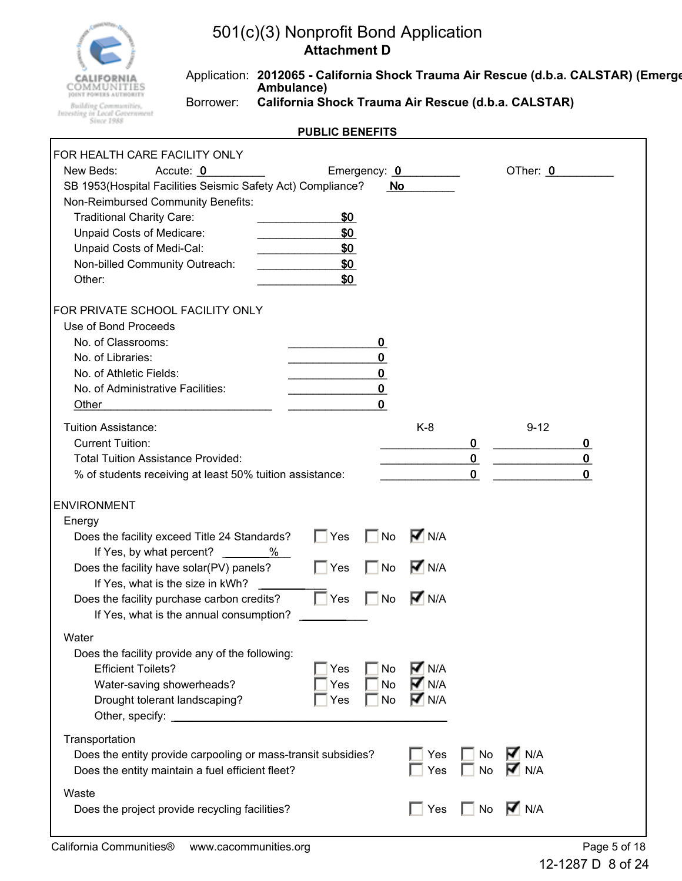# 501(c)(3) Nonprofit Bond Application

## Attachment D

Application: **2012065 - California Shock Trauma Air Rescue (d.b.a. CALSTAR) (Emergency Ambulance)**

Borrower: **California Shock Trauma Air Rescue (d.b.a. CALSTAR)**

### PUBLIC BENEFITS

**FOR HEALTH CARE FACILITY ONLY**

New Beds: Accute: 0 Emergency: 0 OTher: 0

SB 1953(Hospital Facilities Seismic Safety Act) Compliance? **No**

Non-Reimbursed Community Benefits:

| | |
|---|---|
| Traditional Charity Care: | $0 |
| Unpaid Costs of Medicare: | $0 |
| Unpaid Costs of Medi-Cal: | $0 |
| Non-billed Community Outreach: | $0 |
| Other: | $0 |

**FOR PRIVATE SCHOOL FACILITY ONLY**

Use of Bond Proceeds

| | |
|---|---|
| No. of Classrooms: | 0 |
| No. of Libraries: | 0 |
| No. of Athletic Fields: | 0 |
| No. of Administrative Facilities: | 0 |
| Other | 0 |

| Tuition Assistance: | K-8 | 9-12 |
|---|---|---|
| Current Tuition: | 0 | 0 |
| Total Tuition Assistance Provided: | 0 | 0 |
| % of students receiving at least 50% tuition assistance: | 0 | 0 |

**ENVIRONMENT**

Energy

| | Yes | No | N/A |
|---|---|---|---|
| Does the facility exceed Title 24 Standards? | ☐ | ☐ | ☑ |
| If Yes, by what percent? ____% | | | |
| Does the facility have solar(PV) panels? | ☐ | ☐ | ☑ |
| If Yes, what is the size in kWh? ____ | | | |
| Does the facility purchase carbon credits? | ☐ | ☐ | ☑ |
| If Yes, what is the annual consumption? ____ | | | |

Water

Does the facility provide any of the following:

| | Yes | No | N/A |
|---|---|---|---|
| Efficient Toilets? | ☐ | ☐ | ☑ |
| Water-saving showerheads? | ☐ | ☐ | ☑ |
| Drought tolerant landscaping? | ☐ | ☐ | ☑ |
| Other, specify: ____ | | | |

Transportation

| | Yes | No | N/A |
|---|---|---|---|
| Does the entity provide carpooling or mass-transit subsidies? | ☐ | ☐ | ☑ |
| Does the entity maintain a fuel efficient fleet? | ☐ | ☐ | ☑ |

Waste

| | Yes | No | N/A |
|---|---|---|---|
| Does the project provide recycling facilities? | ☐ | ☐ | ☑ |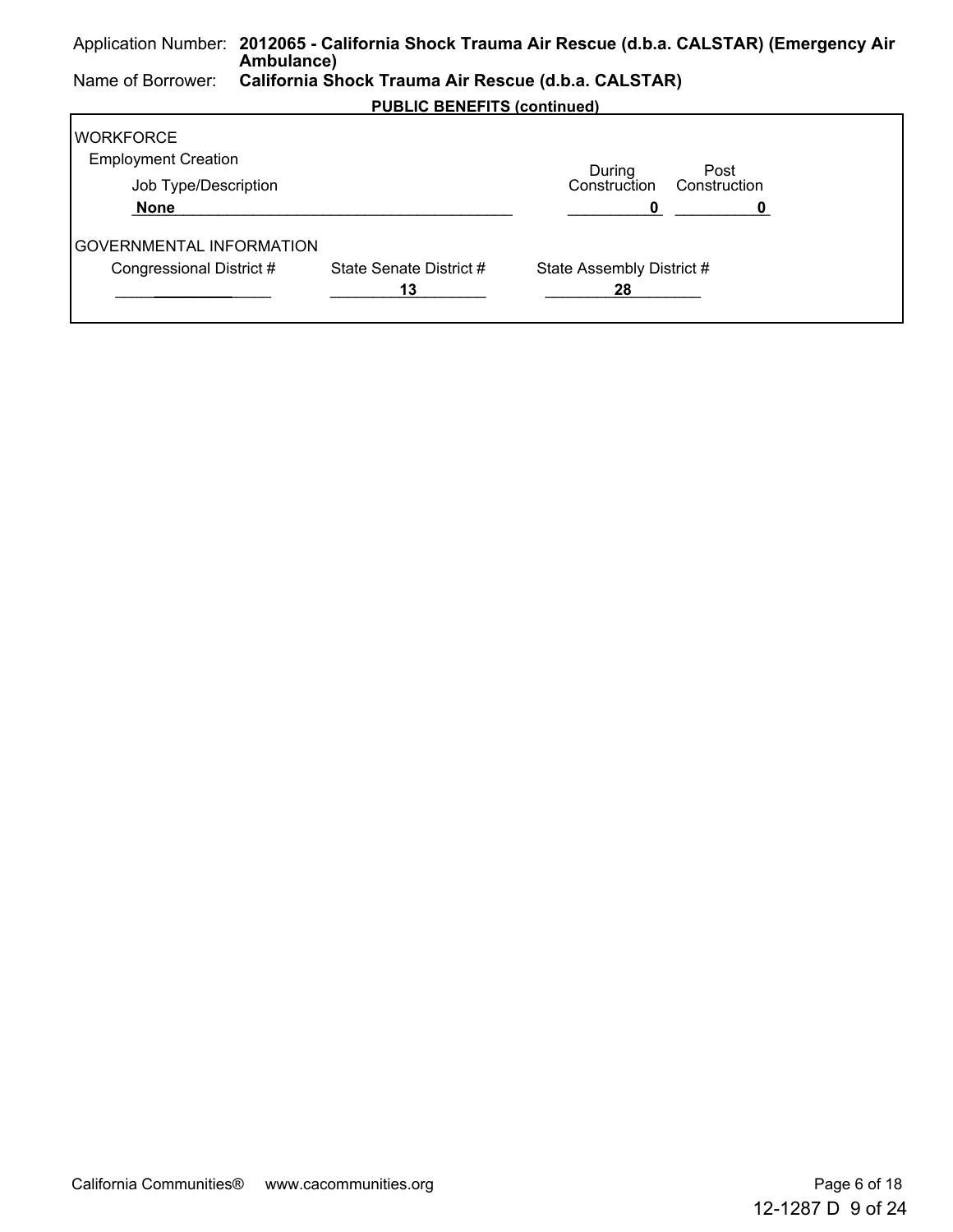Application Number: **2012065 - California Shock Trauma Air Rescue (d.b.a. CALSTAR) (Emergency Air Ambulance)**

Name of Borrower: **California Shock Trauma Air Rescue (d.b.a. CALSTAR)**

**PUBLIC BENEFITS (continued)**

WORKFORCE

Employment Creation

| Job Type/Description | During Construction | Post Construction |
|---|---|---|
| **None** | **0** | **0** |

GOVERNMENTAL INFORMATION

| Congressional District # | State Senate District # | State Assembly District # |
|---|---|---|
| | **13** | **28** |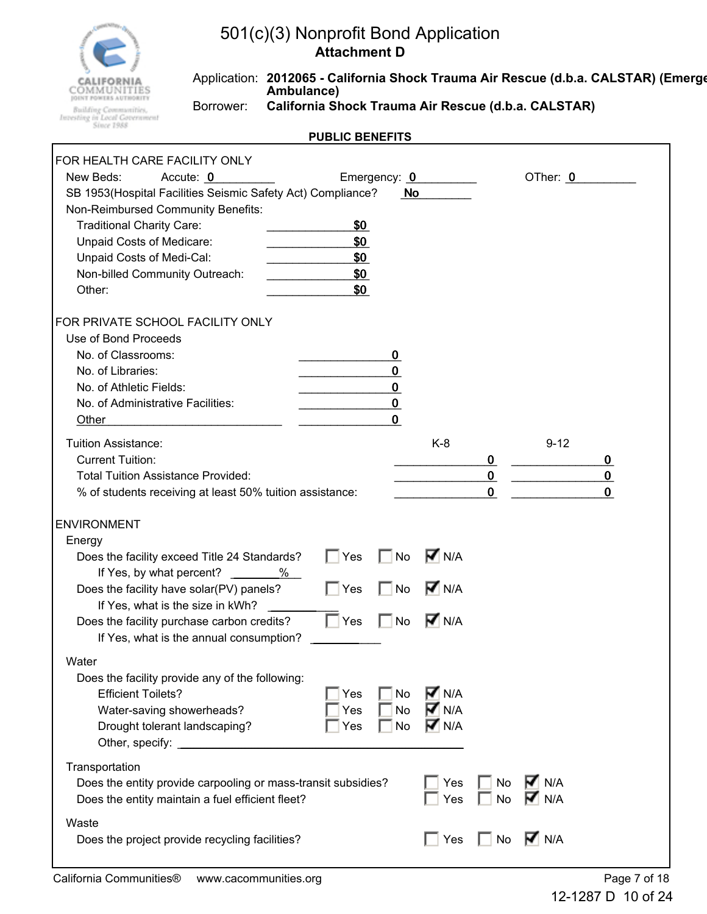# 501(c)(3) Nonprofit Bond Application

**Attachment D**

Application: **2012065 - California Shock Trauma Air Rescue (d.b.a. CALSTAR) (Emergency Ambulance)**

Borrower: **California Shock Trauma Air Rescue (d.b.a. CALSTAR)**

**PUBLIC BENEFITS**

FOR HEALTH CARE FACILITY ONLY

New Beds: Accute: 0 Emergency: 0 OTher: 0

SB 1953(Hospital Facilities Seismic Safety Act) Compliance? No

Non-Reimbursed Community Benefits:

| | |
|---|---|
| Traditional Charity Care: | $0 |
| Unpaid Costs of Medicare: | $0 |
| Unpaid Costs of Medi-Cal: | $0 |
| Non-billed Community Outreach: | $0 |
| Other: | $0 |

FOR PRIVATE SCHOOL FACILITY ONLY

Use of Bond Proceeds

| | |
|---|---|
| No. of Classrooms: | 0 |
| No. of Libraries: | 0 |
| No. of Athletic Fields: | 0 |
| No. of Administrative Facilities: | 0 |
| Other ______ | 0 |

| Tuition Assistance: | K-8 | 9-12 |
|---|---|---|
| Current Tuition: | 0 | 0 |
| Total Tuition Assistance Provided: | 0 | 0 |
| % of students receiving at least 50% tuition assistance: | 0 | 0 |

ENVIRONMENT

Energy

| | Yes | No | N/A |
|---|---|---|---|
| Does the facility exceed Title 24 Standards? | ☐ | ☐ | ☑ |
| If Yes, by what percent? ____% | | | |
| Does the facility have solar(PV) panels? | ☐ | ☐ | ☑ |
| If Yes, what is the size in kWh? ______ | | | |
| Does the facility purchase carbon credits? | ☐ | ☐ | ☑ |
| If Yes, what is the annual consumption? ______ | | | |

Water

Does the facility provide any of the following:

| | Yes | No | N/A |
|---|---|---|---|
| Efficient Toilets? | ☐ | ☐ | ☑ |
| Water-saving showerheads? | ☐ | ☐ | ☑ |
| Drought tolerant landscaping? | ☐ | ☐ | ☑ |
| Other, specify: ______ | | | |

Transportation

| | Yes | No | N/A |
|---|---|---|---|
| Does the entity provide carpooling or mass-transit subsidies? | ☐ | ☐ | ☑ |
| Does the entity maintain a fuel efficient fleet? | ☐ | ☐ | ☑ |

Waste

| | Yes | No | N/A |
|---|---|---|---|
| Does the project provide recycling facilities? | ☐ | ☐ | ☑ |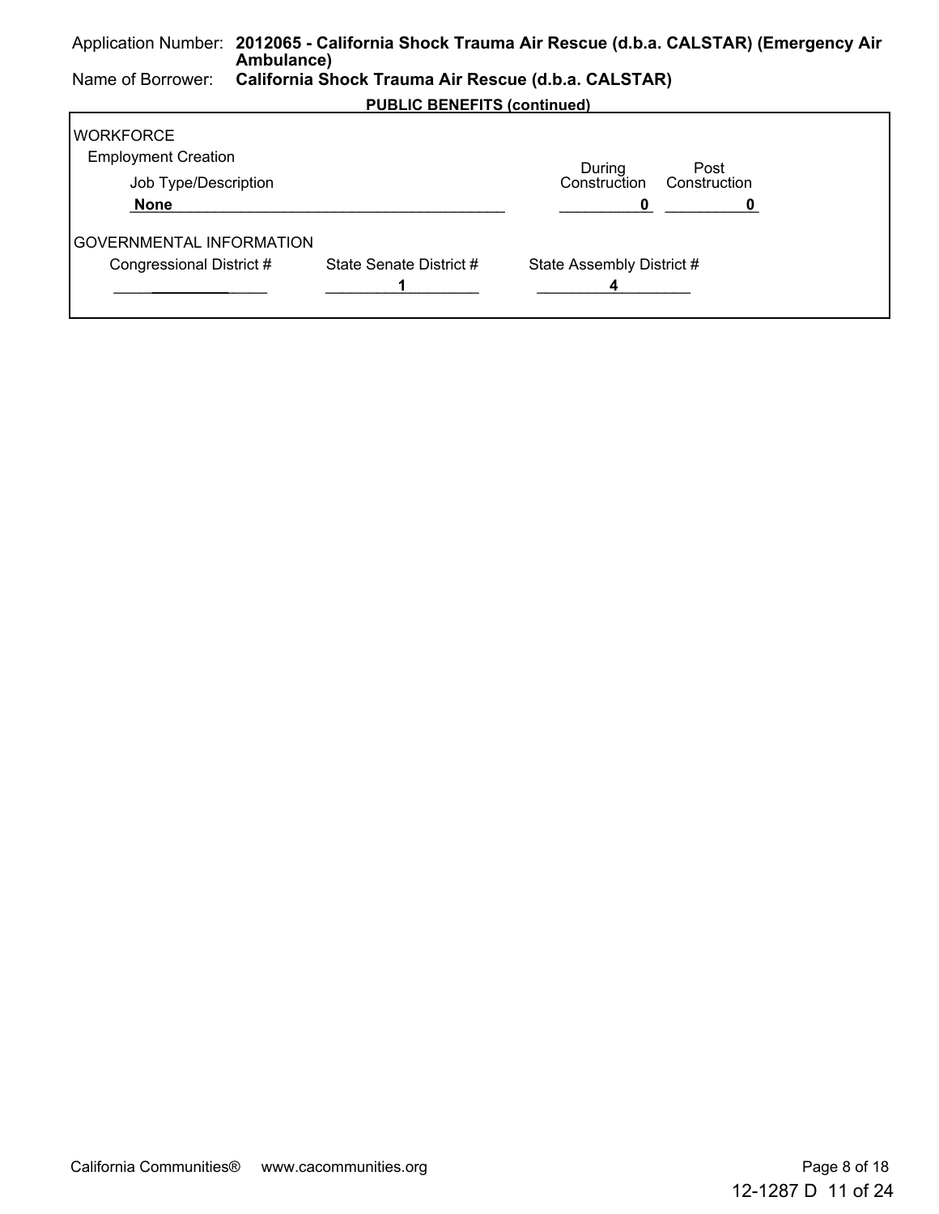Application Number: **2012065 - California Shock Trauma Air Rescue (d.b.a. CALSTAR) (Emergency Air Ambulance)**

Name of Borrower: **California Shock Trauma Air Rescue (d.b.a. CALSTAR)**

**PUBLIC BENEFITS (continued)**

WORKFORCE

Employment Creation

| Job Type/Description | During Construction | Post Construction |
| --- | --- | --- |
| **None** | **0** | **0** |

GOVERNMENTAL INFORMATION

| Congressional District # | State Senate District # | State Assembly District # |
| --- | --- | --- |
| | **1** | **4** |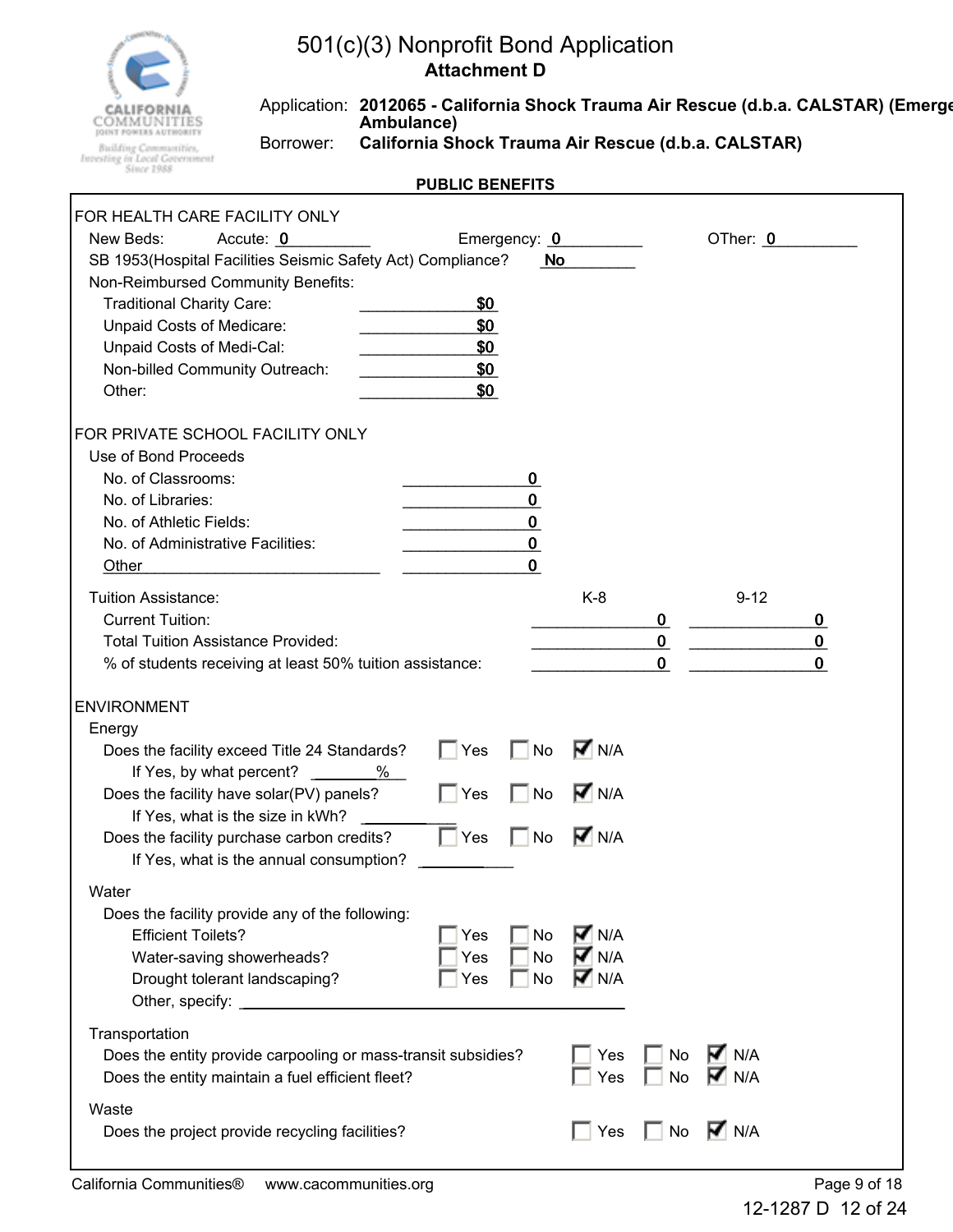# 501(c)(3) Nonprofit Bond Application

## Attachment D

Application: **2012065 - California Shock Trauma Air Rescue (d.b.a. CALSTAR) (Emergency Ambulance)**

Borrower: **California Shock Trauma Air Rescue (d.b.a. CALSTAR)**

### PUBLIC BENEFITS

**FOR HEALTH CARE FACILITY ONLY**

New Beds: Accute: 0 Emergency: 0 OTher: 0

SB 1953(Hospital Facilities Seismic Safety Act) Compliance? **No**

Non-Reimbursed Community Benefits:

| | |
|---|---|
| Traditional Charity Care: | $0 |
| Unpaid Costs of Medicare: | $0 |
| Unpaid Costs of Medi-Cal: | $0 |
| Non-billed Community Outreach: | $0 |
| Other: | $0 |

**FOR PRIVATE SCHOOL FACILITY ONLY**

Use of Bond Proceeds

| | |
|---|---|
| No. of Classrooms: | 0 |
| No. of Libraries: | 0 |
| No. of Athletic Fields: | 0 |
| No. of Administrative Facilities: | 0 |
| Other | 0 |

Tuition Assistance:

| | K-8 | 9-12 |
|---|---|---|
| Current Tuition: | 0 | 0 |
| Total Tuition Assistance Provided: | 0 | 0 |
| % of students receiving at least 50% tuition assistance: | 0 | 0 |

**ENVIRONMENT**

Energy

- Does the facility exceed Title 24 Standards? ☐ Yes ☐ No ☑ N/A
  - If Yes, by what percent? ____%
- Does the facility have solar(PV) panels? ☐ Yes ☐ No ☑ N/A
  - If Yes, what is the size in kWh? ________
- Does the facility purchase carbon credits? ☐ Yes ☐ No ☑ N/A
  - If Yes, what is the annual consumption? ________

Water

Does the facility provide any of the following:

- Efficient Toilets? ☐ Yes ☐ No ☑ N/A
- Water-saving showerheads? ☐ Yes ☐ No ☑ N/A
- Drought tolerant landscaping? ☐ Yes ☐ No ☑ N/A
- Other, specify: ________

Transportation

- Does the entity provide carpooling or mass-transit subsidies? ☐ Yes ☐ No ☑ N/A
- Does the entity maintain a fuel efficient fleet? ☐ Yes ☐ No ☑ N/A

Waste

- Does the project provide recycling facilities? ☐ Yes ☐ No ☑ N/A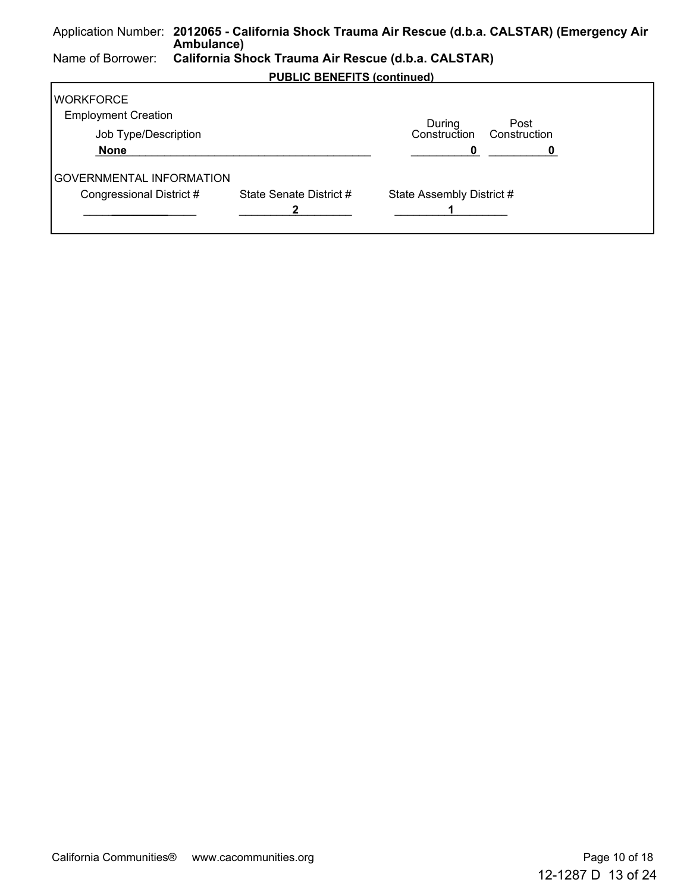Application Number: **2012065 - California Shock Trauma Air Rescue (d.b.a. CALSTAR) (Emergency Air Ambulance)**

Name of Borrower: **California Shock Trauma Air Rescue (d.b.a. CALSTAR)**

**PUBLIC BENEFITS (continued)**

WORKFORCE

Employment Creation

| Job Type/Description | During Construction | Post Construction |
|---|---|---|
| **None** | **0** | **0** |

GOVERNMENTAL INFORMATION

| Congressional District # | State Senate District # | State Assembly District # |
|---|---|---|
| | **2** | **1** |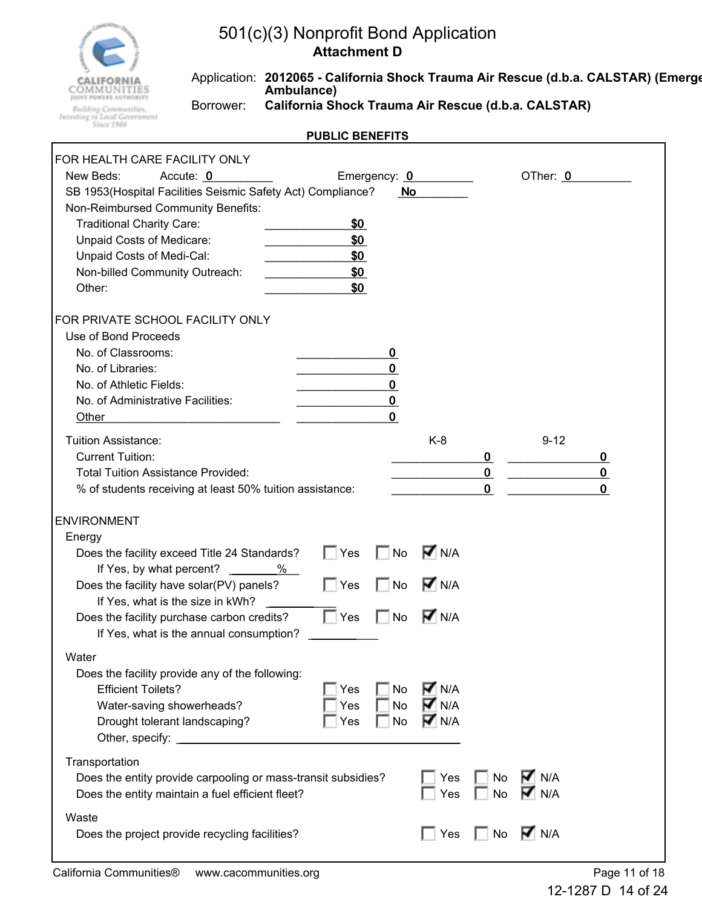# 501(c)(3) Nonprofit Bond Application
## Attachment D

Application: **2012065 - California Shock Trauma Air Rescue (d.b.a. CALSTAR) (Emergency Ambulance)**

Borrower: **California Shock Trauma Air Rescue (d.b.a. CALSTAR)**

**PUBLIC BENEFITS**

FOR HEALTH CARE FACILITY ONLY

New Beds: Accute: **0** Emergency: **0** OTher: **0**

SB 1953(Hospital Facilities Seismic Safety Act) Compliance? **No**

Non-Reimbursed Community Benefits:

| | |
|---|---|
| Traditional Charity Care: | **$0** |
| Unpaid Costs of Medicare: | **$0** |
| Unpaid Costs of Medi-Cal: | **$0** |
| Non-billed Community Outreach: | **$0** |
| Other: | **$0** |

FOR PRIVATE SCHOOL FACILITY ONLY

Use of Bond Proceeds

| | |
|---|---|
| No. of Classrooms: | **0** |
| No. of Libraries: | **0** |
| No. of Athletic Fields: | **0** |
| No. of Administrative Facilities: | **0** |
| Other ______________ | **0** |

| Tuition Assistance: | K-8 | 9-12 |
|---|---|---|
| Current Tuition: | **0** | **0** |
| Total Tuition Assistance Provided: | **0** | **0** |
| % of students receiving at least 50% tuition assistance: | **0** | **0** |

ENVIRONMENT

Energy

- Does the facility exceed Title 24 Standards? ☐ Yes ☐ No ☑ N/A
  - If Yes, by what percent? ______%
- Does the facility have solar(PV) panels? ☐ Yes ☐ No ☑ N/A
  - If Yes, what is the size in kWh? ______
- Does the facility purchase carbon credits? ☐ Yes ☐ No ☑ N/A
  - If Yes, what is the annual consumption? ______

Water

Does the facility provide any of the following:

- Efficient Toilets? ☐ Yes ☐ No ☑ N/A
- Water-saving showerheads? ☐ Yes ☐ No ☑ N/A
- Drought tolerant landscaping? ☐ Yes ☐ No ☑ N/A
- Other, specify: ______

Transportation

- Does the entity provide carpooling or mass-transit subsidies? ☐ Yes ☐ No ☑ N/A
- Does the entity maintain a fuel efficient fleet? ☐ Yes ☐ No ☑ N/A

Waste

- Does the project provide recycling facilities? ☐ Yes ☐ No ☑ N/A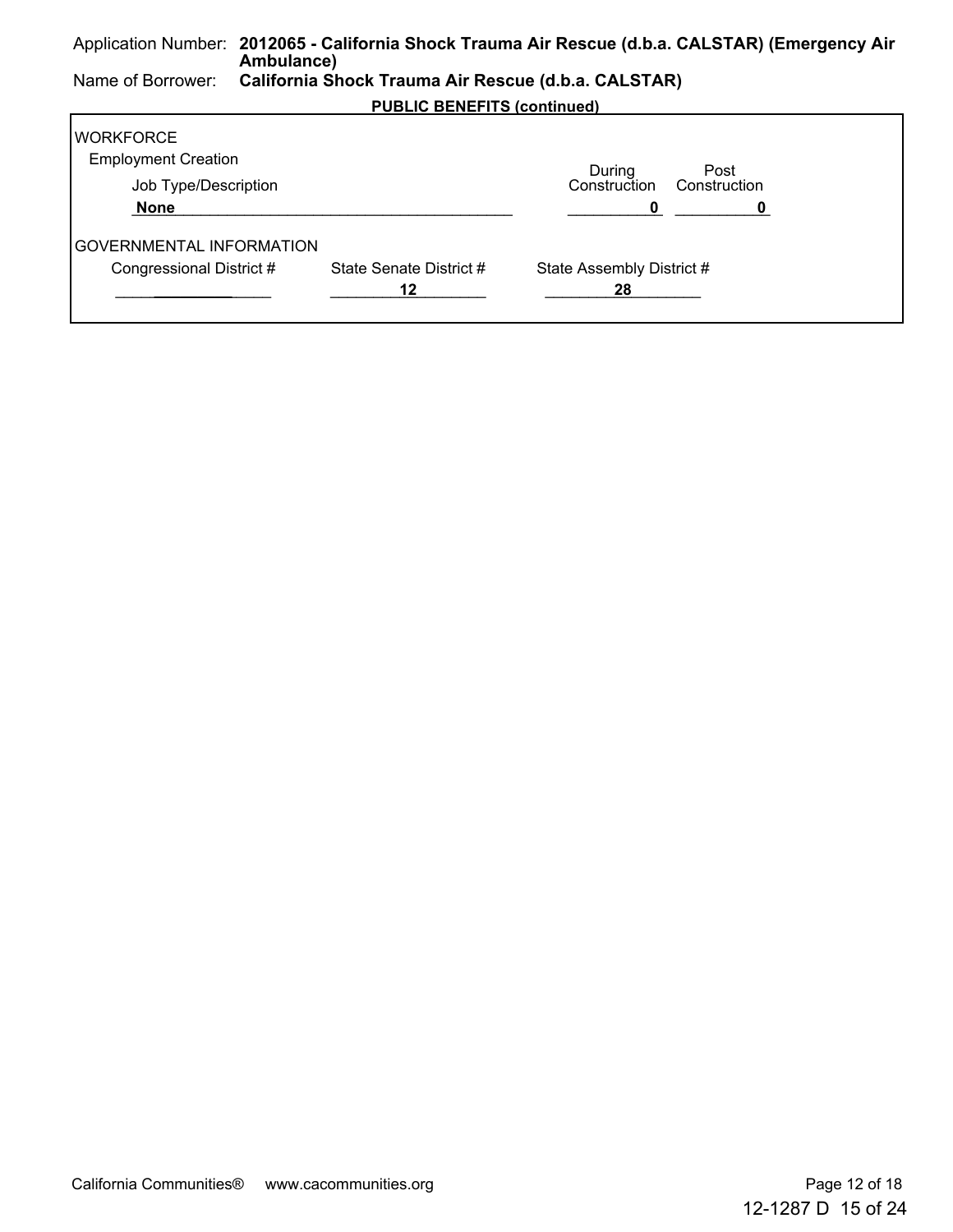Application Number: **2012065 - California Shock Trauma Air Rescue (d.b.a. CALSTAR) (Emergency Air Ambulance)**

Name of Borrower: **California Shock Trauma Air Rescue (d.b.a. CALSTAR)**

**PUBLIC BENEFITS (continued)**

WORKFORCE

Employment Creation

| Job Type/Description | During Construction | Post Construction |
|---|---|---|
| **None** | **0** | **0** |

GOVERNMENTAL INFORMATION

| Congressional District # | State Senate District # | State Assembly District # |
|---|---|---|
| | **12** | **28** |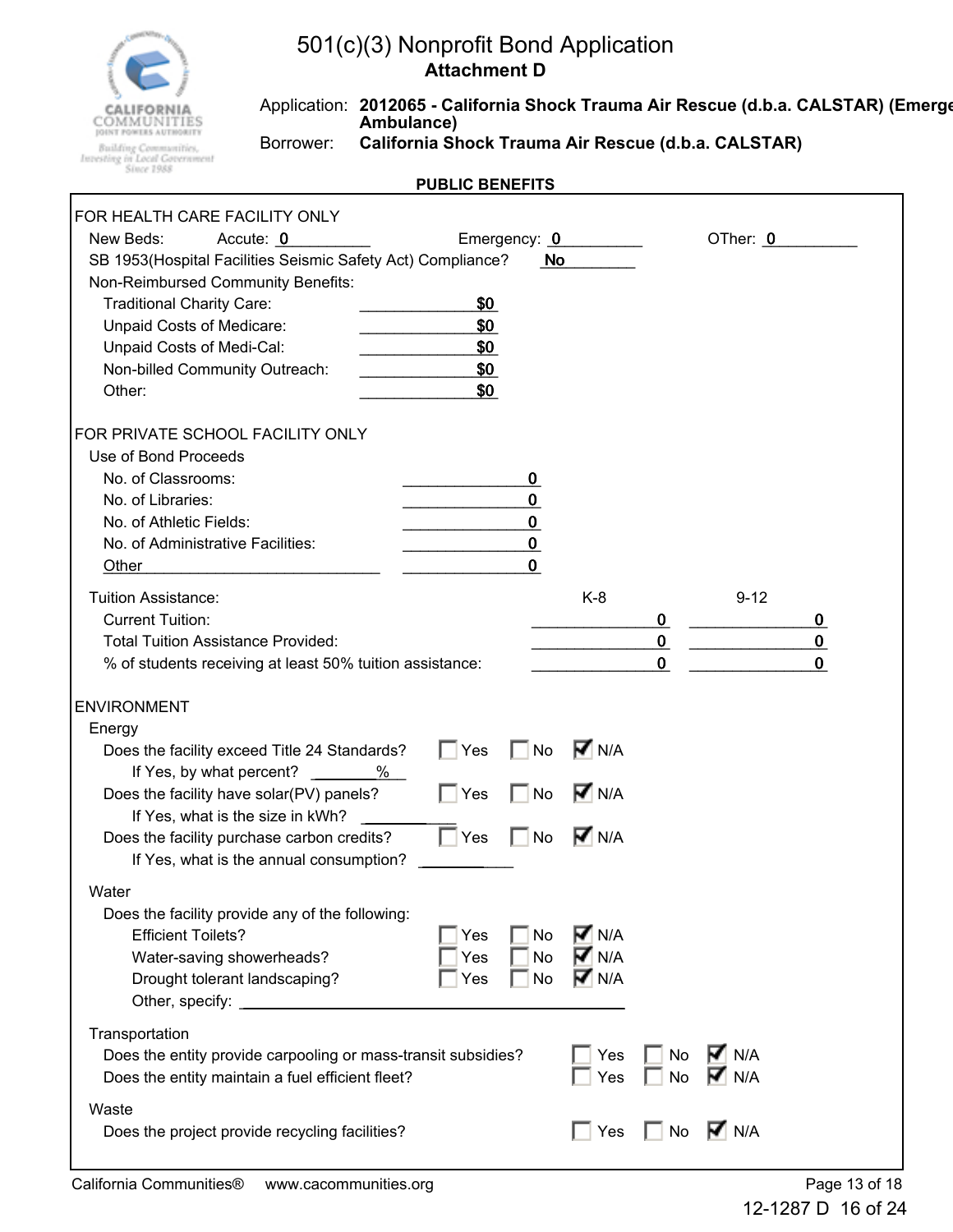# 501(c)(3) Nonprofit Bond Application
## Attachment D

Application: **2012065 - California Shock Trauma Air Rescue (d.b.a. CALSTAR) (Emerge Ambulance)**

Borrower: **California Shock Trauma Air Rescue (d.b.a. CALSTAR)**

**PUBLIC BENEFITS**

FOR HEALTH CARE FACILITY ONLY

New Beds: Accute: 0 Emergency: 0 OTher: 0

SB 1953(Hospital Facilities Seismic Safety Act) Compliance? **No**

Non-Reimbursed Community Benefits:

| | |
|---|---|
| Traditional Charity Care: | $0 |
| Unpaid Costs of Medicare: | $0 |
| Unpaid Costs of Medi-Cal: | $0 |
| Non-billed Community Outreach: | $0 |
| Other: | $0 |

FOR PRIVATE SCHOOL FACILITY ONLY

Use of Bond Proceeds

| | |
|---|---|
| No. of Classrooms: | 0 |
| No. of Libraries: | 0 |
| No. of Athletic Fields: | 0 |
| No. of Administrative Facilities: | 0 |
| Other | 0 |

| Tuition Assistance: | K-8 | 9-12 |
|---|---|---|
| Current Tuition: | 0 | 0 |
| Total Tuition Assistance Provided: | 0 | 0 |
| % of students receiving at least 50% tuition assistance: | 0 | 0 |

ENVIRONMENT

Energy

| | Yes | No | N/A |
|---|---|---|---|
| Does the facility exceed Title 24 Standards? | ☐ | ☐ | ☑ |
| If Yes, by what percent? ____% | | | |
| Does the facility have solar(PV) panels? | ☐ | ☐ | ☑ |
| If Yes, what is the size in kWh? ____ | | | |
| Does the facility purchase carbon credits? | ☐ | ☐ | ☑ |
| If Yes, what is the annual consumption? ____ | | | |

Water

Does the facility provide any of the following:

| | Yes | No | N/A |
|---|---|---|---|
| Efficient Toilets? | ☐ | ☐ | ☑ |
| Water-saving showerheads? | ☐ | ☐ | ☑ |
| Drought tolerant landscaping? | ☐ | ☐ | ☑ |

Other, specify: ____

Transportation

| | Yes | No | N/A |
|---|---|---|---|
| Does the entity provide carpooling or mass-transit subsidies? | ☐ | ☐ | ☑ |
| Does the entity maintain a fuel efficient fleet? | ☐ | ☐ | ☑ |

Waste

| | Yes | No | N/A |
|---|---|---|---|
| Does the project provide recycling facilities? | ☐ | ☐ | ☑ |

California Communities® www.cacommunities.org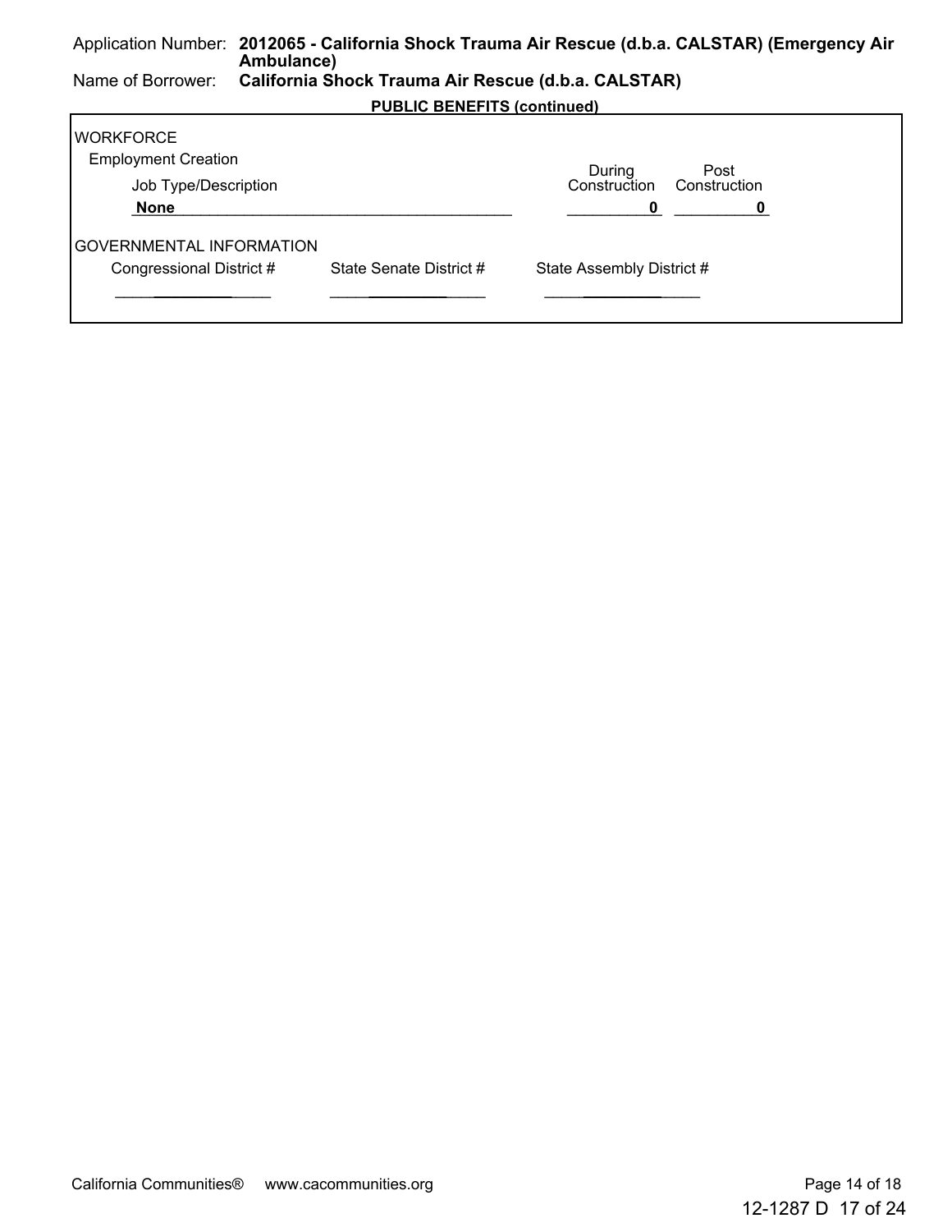Application Number: **2012065 - California Shock Trauma Air Rescue (d.b.a. CALSTAR) (Emergency Air Ambulance)**

Name of Borrower: **California Shock Trauma Air Rescue (d.b.a. CALSTAR)**

**PUBLIC BENEFITS (continued)**

WORKFORCE

Employment Creation

| Job Type/Description | During Construction | Post Construction |
|---|---|---|
| **None** | **0** | **0** |

GOVERNMENTAL INFORMATION

| Congressional District # | State Senate District # | State Assembly District # |
|---|---|---|
| | | |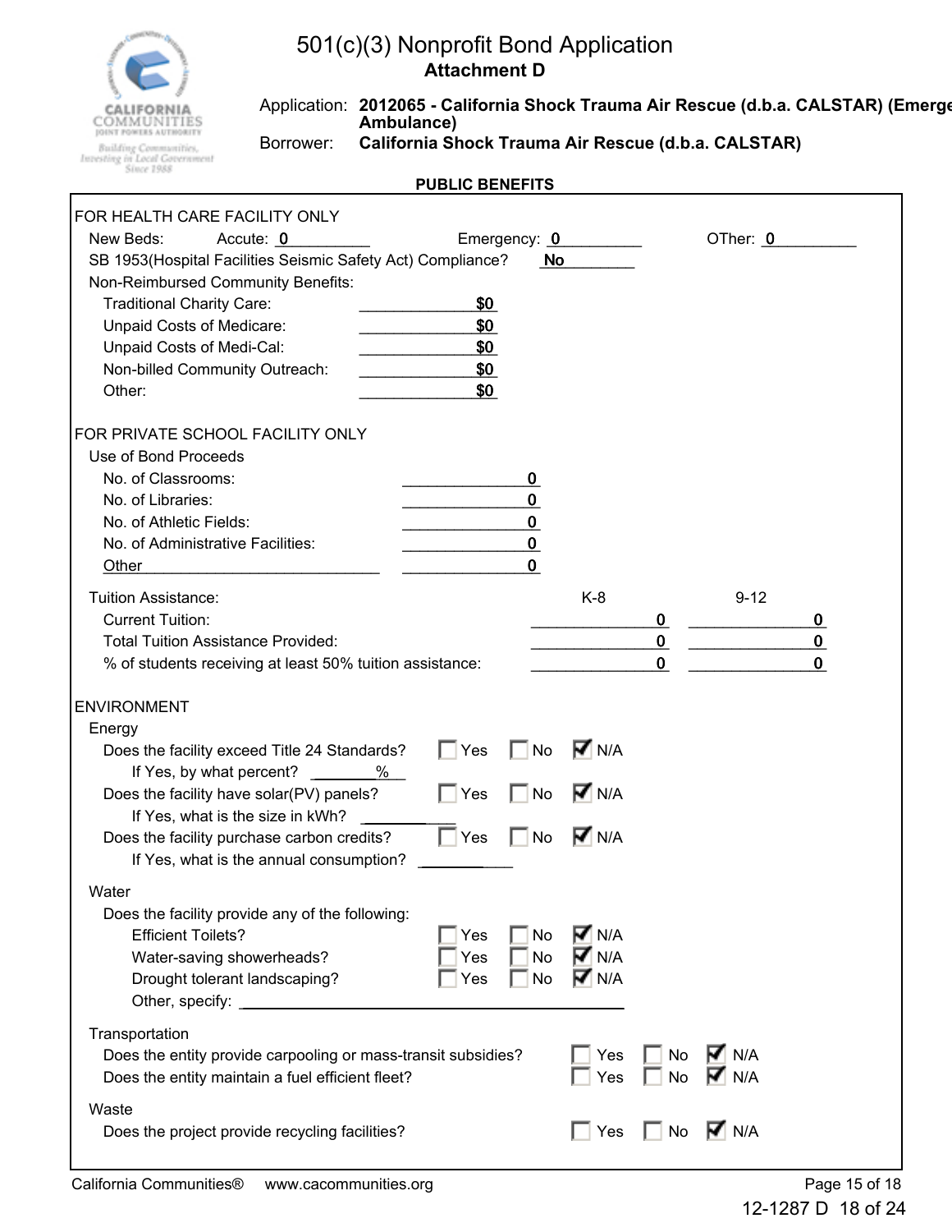# 501(c)(3) Nonprofit Bond Application
## Attachment D

Application: **2012065 - California Shock Trauma Air Rescue (d.b.a. CALSTAR) (Emergency Ambulance)**

Borrower: **California Shock Trauma Air Rescue (d.b.a. CALSTAR)**

### PUBLIC BENEFITS

FOR HEALTH CARE FACILITY ONLY

New Beds: Accute: **0** Emergency: **0** OTher: **0**

SB 1953(Hospital Facilities Seismic Safety Act) Compliance? **No**

Non-Reimbursed Community Benefits:

| | |
|---|---|
| Traditional Charity Care: | **$0** |
| Unpaid Costs of Medicare: | **$0** |
| Unpaid Costs of Medi-Cal: | **$0** |
| Non-billed Community Outreach: | **$0** |
| Other: | **$0** |

FOR PRIVATE SCHOOL FACILITY ONLY

Use of Bond Proceeds

| | |
|---|---|
| No. of Classrooms: | **0** |
| No. of Libraries: | **0** |
| No. of Athletic Fields: | **0** |
| No. of Administrative Facilities: | **0** |
| Other | **0** |

| Tuition Assistance: | K-8 | 9-12 |
|---|---|---|
| Current Tuition: | **0** | **0** |
| Total Tuition Assistance Provided: | **0** | **0** |
| % of students receiving at least 50% tuition assistance: | **0** | **0** |

ENVIRONMENT

Energy

- Does the facility exceed Title 24 Standards? ☐ Yes ☐ No ☑ N/A
  - If Yes, by what percent? ____%
- Does the facility have solar(PV) panels? ☐ Yes ☐ No ☑ N/A
  - If Yes, what is the size in kWh? ______
- Does the facility purchase carbon credits? ☐ Yes ☐ No ☑ N/A
  - If Yes, what is the annual consumption? ______

Water

Does the facility provide any of the following:

- Efficient Toilets? ☐ Yes ☐ No ☑ N/A
- Water-saving showerheads? ☐ Yes ☐ No ☑ N/A
- Drought tolerant landscaping? ☐ Yes ☐ No ☑ N/A
- Other, specify: ______

Transportation

- Does the entity provide carpooling or mass-transit subsidies? ☐ Yes ☐ No ☑ N/A
- Does the entity maintain a fuel efficient fleet? ☐ Yes ☐ No ☑ N/A

Waste

- Does the project provide recycling facilities? ☐ Yes ☐ No ☑ N/A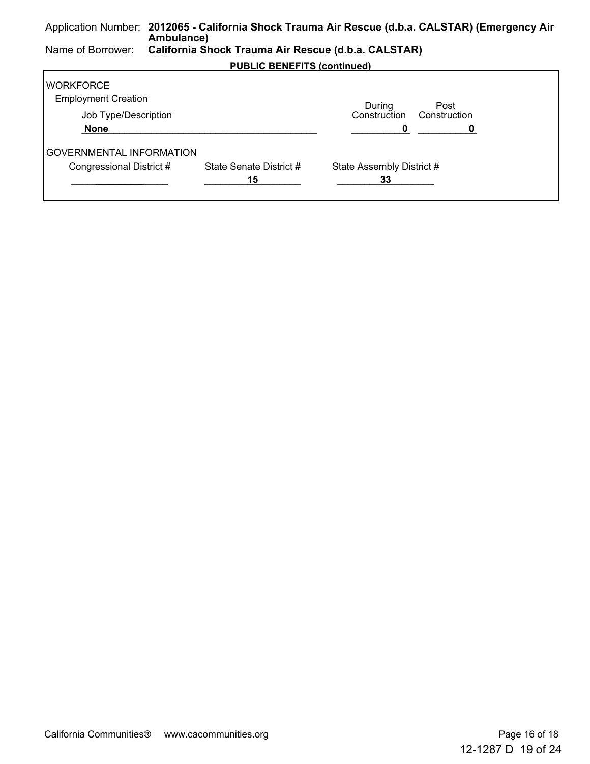Application Number: **2012065 - California Shock Trauma Air Rescue (d.b.a. CALSTAR) (Emergency Air Ambulance)**

Name of Borrower: **California Shock Trauma Air Rescue (d.b.a. CALSTAR)**

**PUBLIC BENEFITS (continued)**

WORKFORCE

Employment Creation

| Job Type/Description | During Construction | Post Construction |
| --- | --- | --- |
| **None** | **0** | **0** |

GOVERNMENTAL INFORMATION

| Congressional District # | State Senate District # | State Assembly District # |
| --- | --- | --- |
| | **15** | **33** |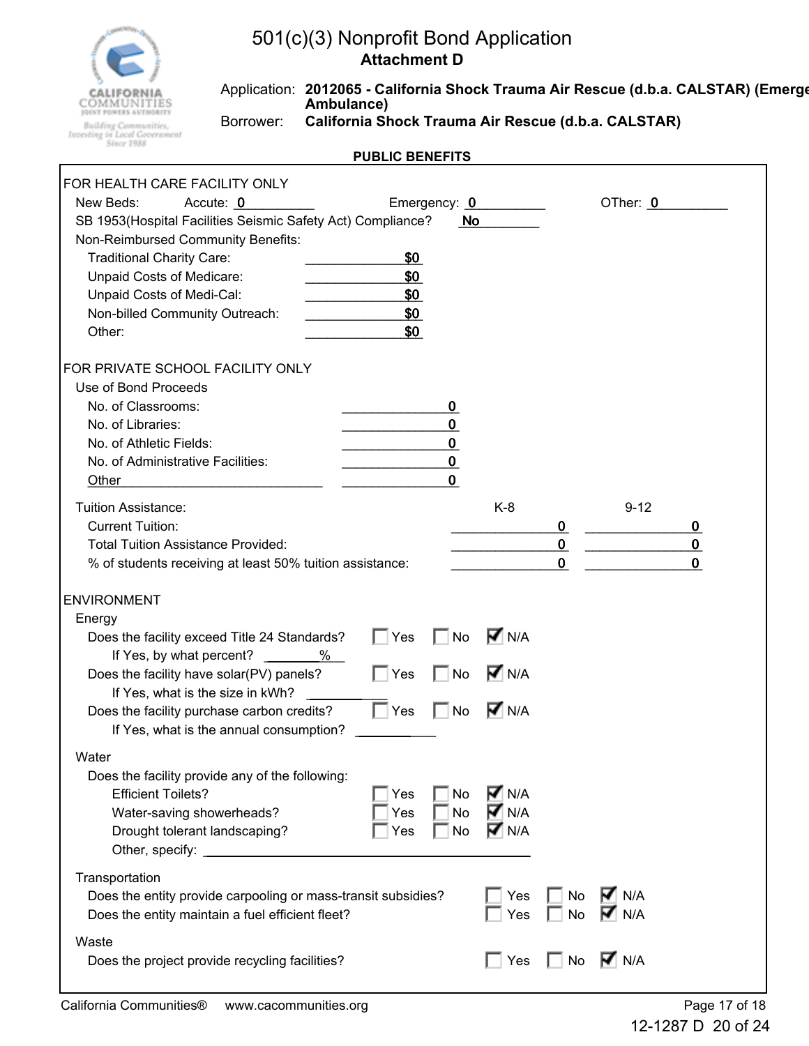# 501(c)(3) Nonprofit Bond Application

## Attachment D

Application: **2012065 - California Shock Trauma Air Rescue (d.b.a. CALSTAR) (Emergency Ambulance)**

Borrower: **California Shock Trauma Air Rescue (d.b.a. CALSTAR)**

### PUBLIC BENEFITS

FOR HEALTH CARE FACILITY ONLY

New Beds: Accute: **0** Emergency: **0** OTher: **0**

SB 1953(Hospital Facilities Seismic Safety Act) Compliance? **No**

Non-Reimbursed Community Benefits:

| | |
|---|---|
| Traditional Charity Care: | **$0** |
| Unpaid Costs of Medicare: | **$0** |
| Unpaid Costs of Medi-Cal: | **$0** |
| Non-billed Community Outreach: | **$0** |
| Other: | **$0** |

FOR PRIVATE SCHOOL FACILITY ONLY

Use of Bond Proceeds

| | |
|---|---|
| No. of Classrooms: | **0** |
| No. of Libraries: | **0** |
| No. of Athletic Fields: | **0** |
| No. of Administrative Facilities: | **0** |
| Other ______ | **0** |

| Tuition Assistance: | K-8 | 9-12 |
|---|---|---|
| Current Tuition: | **0** | **0** |
| Total Tuition Assistance Provided: | **0** | **0** |
| % of students receiving at least 50% tuition assistance: | **0** | **0** |

ENVIRONMENT

Energy

| | Yes | No | N/A |
|---|---|---|---|
| Does the facility exceed Title 24 Standards? | ☐ | ☐ | ☑ |
| If Yes, by what percent? ____% | | | |
| Does the facility have solar(PV) panels? | ☐ | ☐ | ☑ |
| If Yes, what is the size in kWh? ____ | | | |
| Does the facility purchase carbon credits? | ☐ | ☐ | ☑ |
| If Yes, what is the annual consumption? ____ | | | |

Water

Does the facility provide any of the following:

| | Yes | No | N/A |
|---|---|---|---|
| Efficient Toilets? | ☐ | ☐ | ☑ |
| Water-saving showerheads? | ☐ | ☐ | ☑ |
| Drought tolerant landscaping? | ☐ | ☐ | ☑ |
| Other, specify: ____ | | | |

Transportation

| | Yes | No | N/A |
|---|---|---|---|
| Does the entity provide carpooling or mass-transit subsidies? | ☐ | ☐ | ☑ |
| Does the entity maintain a fuel efficient fleet? | ☐ | ☐ | ☑ |

Waste

| | Yes | No | N/A |
|---|---|---|---|
| Does the project provide recycling facilities? | ☐ | ☐ | ☑ |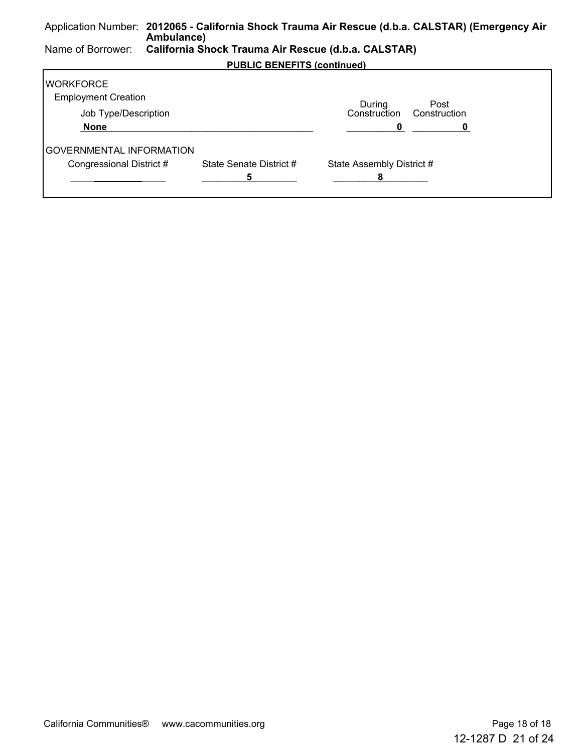Application Number: **2012065 - California Shock Trauma Air Rescue (d.b.a. CALSTAR) (Emergency Air Ambulance)**

Name of Borrower: **California Shock Trauma Air Rescue (d.b.a. CALSTAR)**

**PUBLIC BENEFITS (continued)**

WORKFORCE

Employment Creation

| Job Type/Description | During Construction | Post Construction |
|---|---|---|
| **None** | **0** | **0** |

GOVERNMENTAL INFORMATION

| Congressional District # | State Senate District # | State Assembly District # |
|---|---|---|
| | **5** | **8** |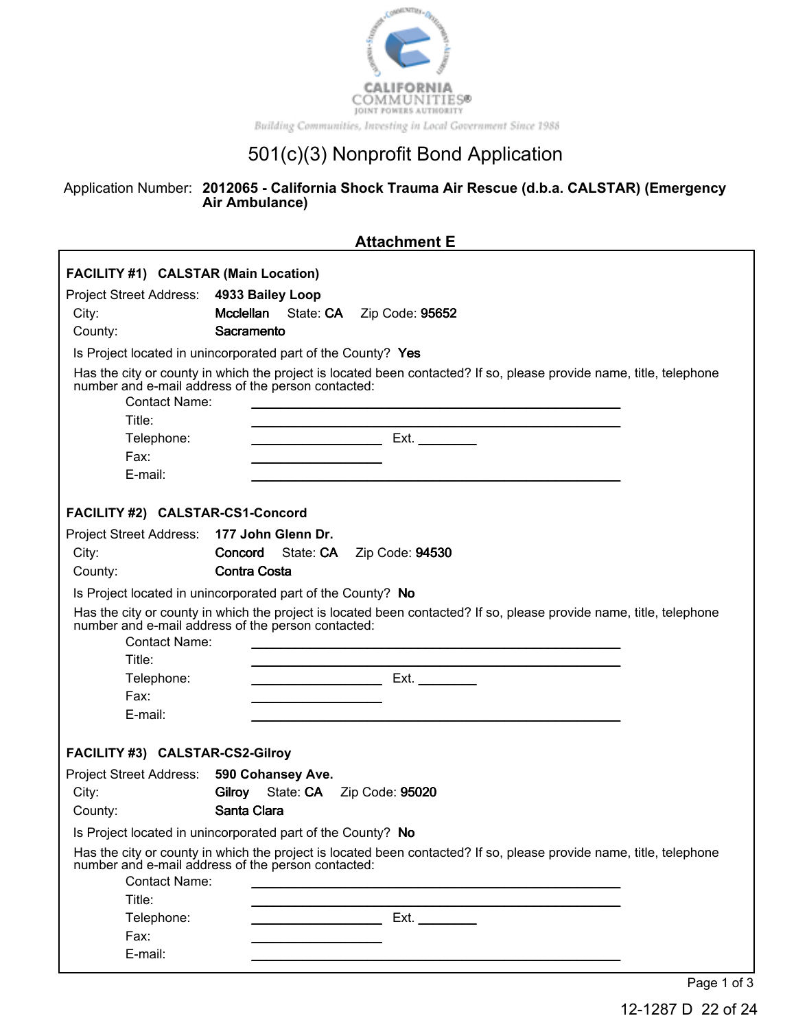CALIFORNIA COMMUNITIES®
JOINT POWERS AUTHORITY
*Building Communities, Investing in Local Government Since 1988*

# 501(c)(3) Nonprofit Bond Application

Application Number: **2012065 - California Shock Trauma Air Rescue (d.b.a. CALSTAR) (Emergency Air Ambulance)**

## Attachment E

**FACILITY #1) CALSTAR (Main Location)**

Project Street Address: **4933 Bailey Loop**
City: **Mcclellan** State: **CA** Zip Code: **95652**
County: **Sacramento**

Is Project located in unincorporated part of the County? **Yes**

Has the city or county in which the project is located been contacted? If so, please provide name, title, telephone number and e-mail address of the person contacted:

Contact Name: ____________________
Title: ____________________
Telephone: ____________________ Ext. ________
Fax: ____________________
E-mail: ____________________

**FACILITY #2) CALSTAR-CS1-Concord**

Project Street Address: **177 John Glenn Dr.**
City: **Concord** State: **CA** Zip Code: **94530**
County: **Contra Costa**

Is Project located in unincorporated part of the County? **No**

Has the city or county in which the project is located been contacted? If so, please provide name, title, telephone number and e-mail address of the person contacted:

Contact Name: ____________________
Title: ____________________
Telephone: ____________________ Ext. ________
Fax: ____________________
E-mail: ____________________

**FACILITY #3) CALSTAR-CS2-Gilroy**

Project Street Address: **590 Cohansey Ave.**
City: **Gilroy** State: **CA** Zip Code: **95020**
County: **Santa Clara**

Is Project located in unincorporated part of the County? **No**

Has the city or county in which the project is located been contacted? If so, please provide name, title, telephone number and e-mail address of the person contacted:

Contact Name: ____________________
Title: ____________________
Telephone: ____________________ Ext. ________
Fax: ____________________
E-mail: ____________________

Page 1 of 3

12-1287 D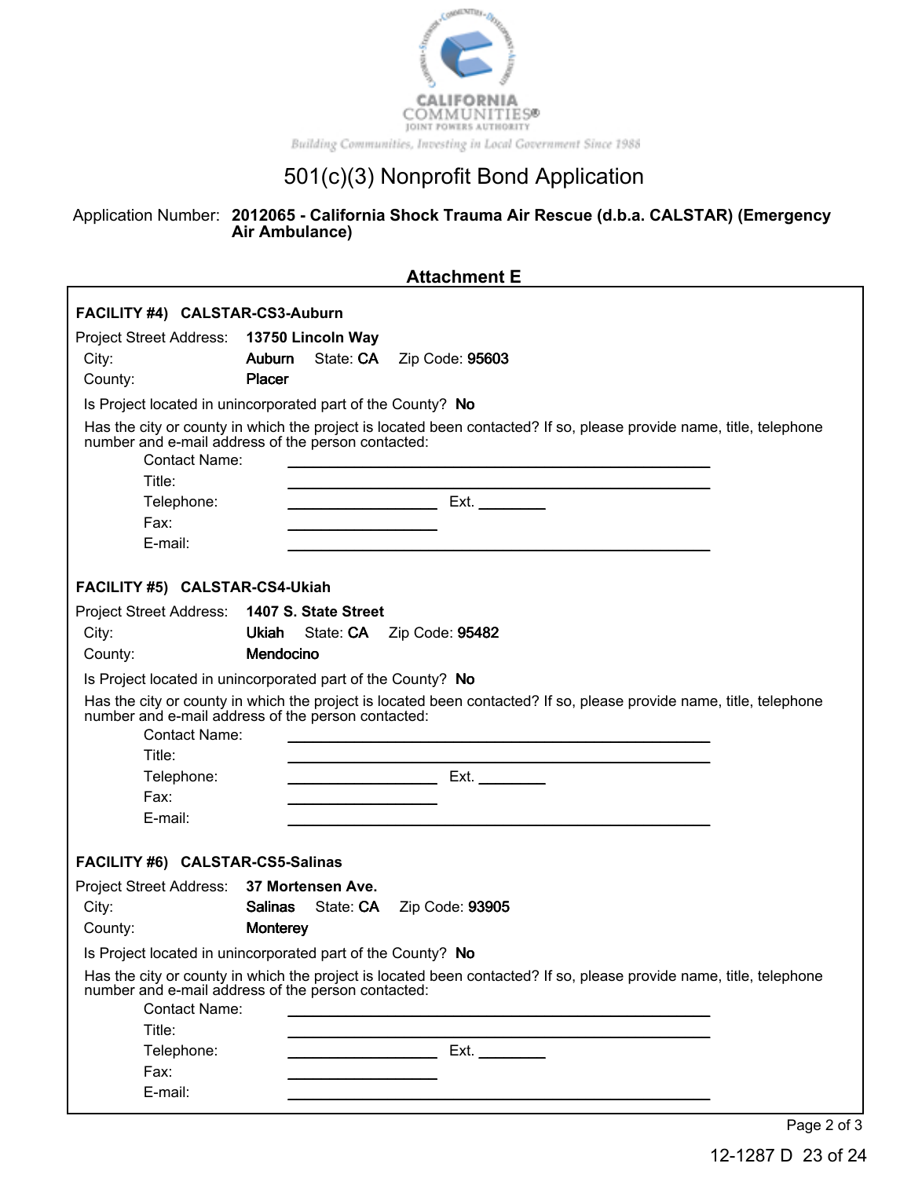CALIFORNIA COMMUNITIES® JOINT POWERS AUTHORITY

*Building Communities, Investing in Local Government Since 1988*

# 501(c)(3) Nonprofit Bond Application

Application Number: **2012065 - California Shock Trauma Air Rescue (d.b.a. CALSTAR) (Emergency Air Ambulance)**

## Attachment E

**FACILITY #4) CALSTAR-CS3-Auburn**

Project Street Address: **13750 Lincoln Way**

City: **Auburn** State: **CA** Zip Code: **95603**

County: **Placer**

Is Project located in unincorporated part of the County? **No**

Has the city or county in which the project is located been contacted? If so, please provide name, title, telephone number and e-mail address of the person contacted:

Contact Name: ____________________

Title: ____________________

Telephone: ____________________ Ext. ________

Fax: ____________________

E-mail: ____________________

**FACILITY #5) CALSTAR-CS4-Ukiah**

Project Street Address: **1407 S. State Street**

City: **Ukiah** State: **CA** Zip Code: **95482**

County: **Mendocino**

Is Project located in unincorporated part of the County? **No**

Has the city or county in which the project is located been contacted? If so, please provide name, title, telephone number and e-mail address of the person contacted:

Contact Name: ____________________

Title: ____________________

Telephone: ____________________ Ext. ________

Fax: ____________________

E-mail: ____________________

**FACILITY #6) CALSTAR-CS5-Salinas**

Project Street Address: **37 Mortensen Ave.**

City: **Salinas** State: **CA** Zip Code: **93905**

County: **Monterey**

Is Project located in unincorporated part of the County? **No**

Has the city or county in which the project is located been contacted? If so, please provide name, title, telephone number and e-mail address of the person contacted:

Contact Name: ____________________

Title: ____________________

Telephone: ____________________ Ext. ________

Fax: ____________________

E-mail: ____________________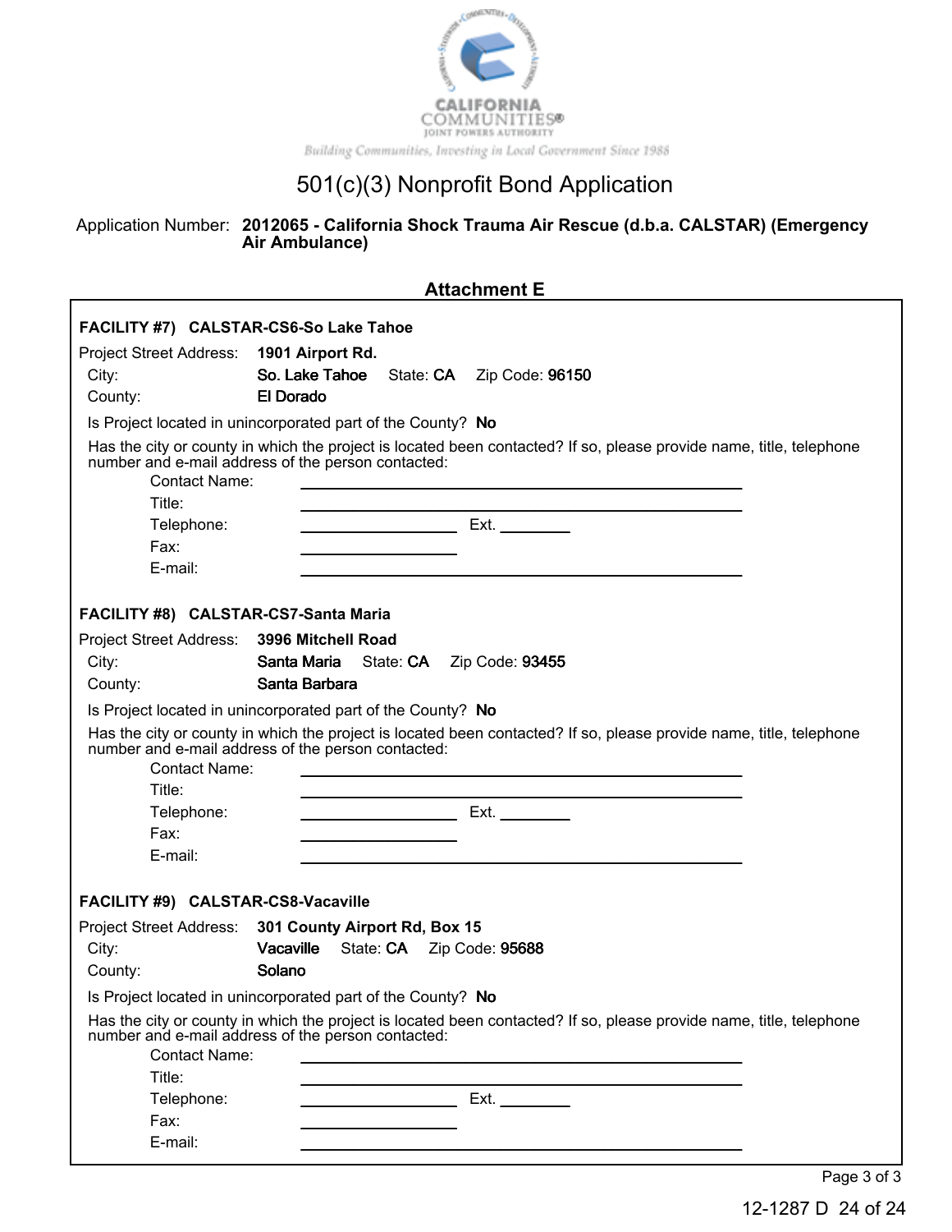CALIFORNIA COMMUNITIES®
JOINT POWERS AUTHORITY

*Building Communities, Investing in Local Government Since 1988*

# 501(c)(3) Nonprofit Bond Application

Application Number: **2012065 - California Shock Trauma Air Rescue (d.b.a. CALSTAR) (Emergency Air Ambulance)**

## Attachment E

**FACILITY #7) CALSTAR-CS6-So Lake Tahoe**

Project Street Address: **1901 Airport Rd.**
City: **So. Lake Tahoe** State: **CA** Zip Code: **96150**
County: **El Dorado**

Is Project located in unincorporated part of the County? **No**

Has the city or county in which the project is located been contacted? If so, please provide name, title, telephone number and e-mail address of the person contacted:

Contact Name: ____________________
Title: ____________________
Telephone: ____________________ Ext. ________
Fax: ____________________
E-mail: ____________________

**FACILITY #8) CALSTAR-CS7-Santa Maria**

Project Street Address: **3996 Mitchell Road**
City: **Santa Maria** State: **CA** Zip Code: **93455**
County: **Santa Barbara**

Is Project located in unincorporated part of the County? **No**

Has the city or county in which the project is located been contacted? If so, please provide name, title, telephone number and e-mail address of the person contacted:

Contact Name: ____________________
Title: ____________________
Telephone: ____________________ Ext. ________
Fax: ____________________
E-mail: ____________________

**FACILITY #9) CALSTAR-CS8-Vacaville**

Project Street Address: **301 County Airport Rd, Box 15**
City: **Vacaville** State: **CA** Zip Code: **95688**
County: **Solano**

Is Project located in unincorporated part of the County? **No**

Has the city or county in which the project is located been contacted? If so, please provide name, title, telephone number and e-mail address of the person contacted:

Contact Name: ____________________
Title: ____________________
Telephone: ____________________ Ext. ________
Fax: ____________________
E-mail: ____________________

12-1287 D